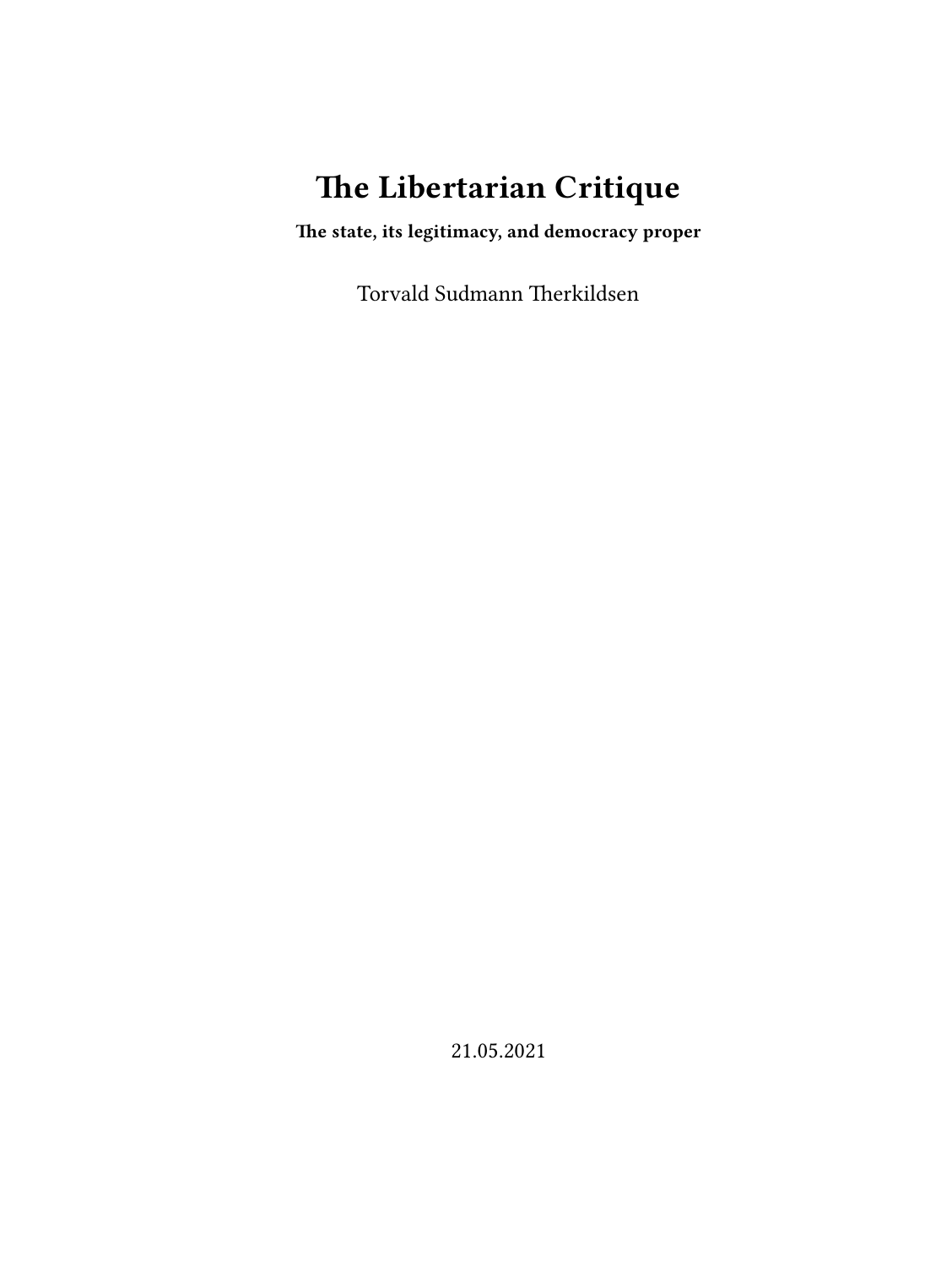# The Libertarian Critique

**The state, its legitimacy, and democracy proper**

Torvald Sudmann Therkildsen

21.05.2021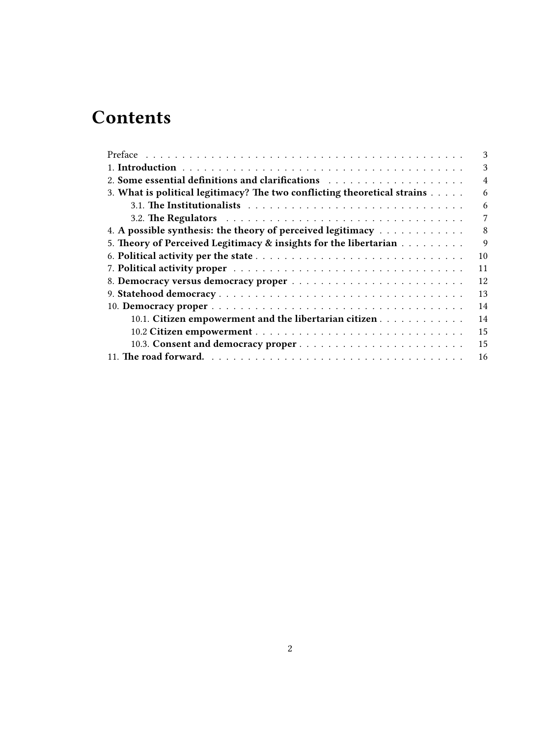# Contents

- Preface ... 3
- 1. **Introduction** ... 3
- 2. **Some essential definitions and clarifications** ... 4
- 3. **What is political legitimacy? The two conflicting theoretical strains** ... 6
  - 3.1. **The Institutionalists** ... 6
  - 3.2. **The Regulators** ... 7
- 4. **A possible synthesis: the theory of perceived legitimacy** ... 8
- 5. **Theory of Perceived Legitimacy & insights for the libertarian** ... 9
- 6. **Political activity per the state** ... 10
- 7. **Political activity proper** ... 11
- 8. **Democracy versus democracy proper** ... 12
- 9. **Statehood democracy** ... 13
- 10. **Democracy proper** ... 14
  - 10.1. **Citizen empowerment and the libertarian citizen** ... 14
  - 10.2 **Citizen empowerment** ... 15
  - 10.3. **Consent and democracy proper** ... 15
- 11. **The road forward.** ... 16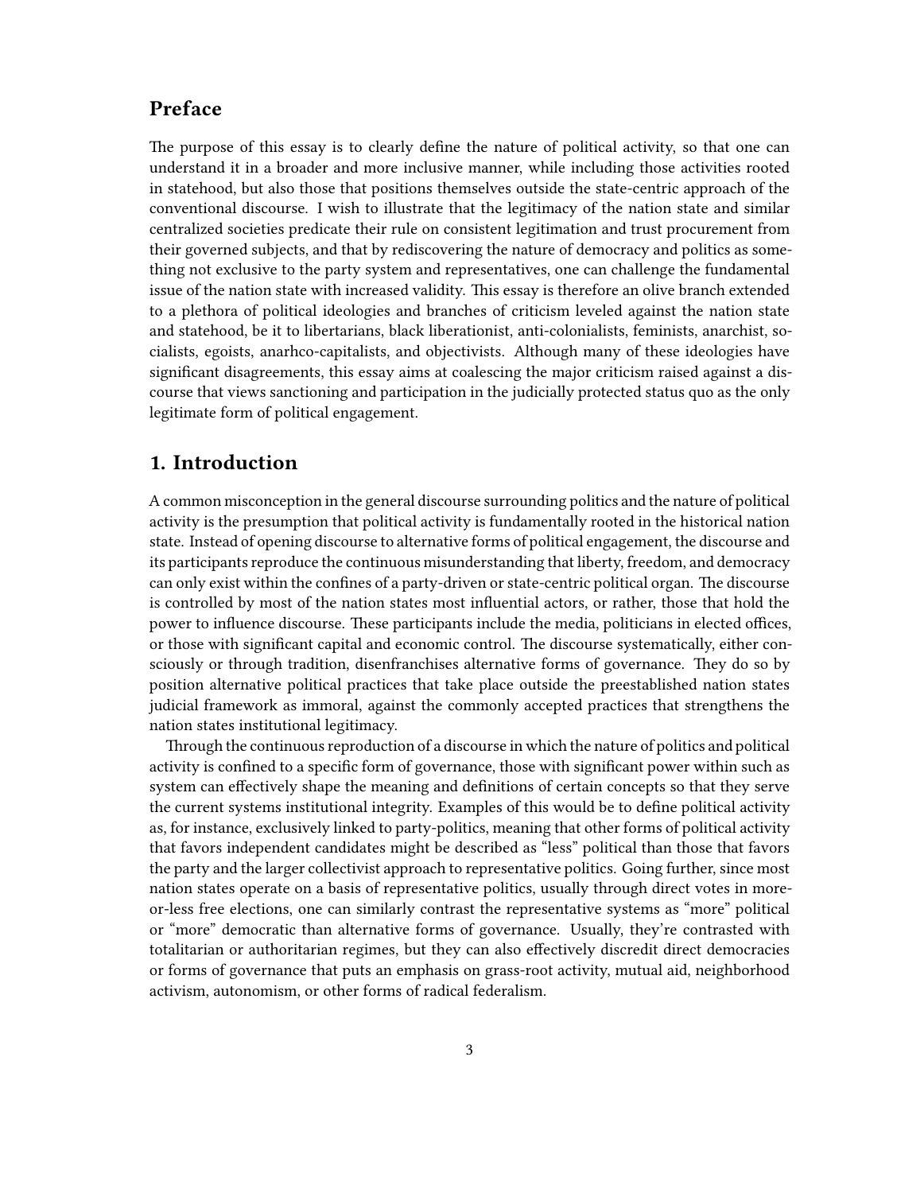## Preface

The purpose of this essay is to clearly define the nature of political activity, so that one can understand it in a broader and more inclusive manner, while including those activities rooted in statehood, but also those that positions themselves outside the state-centric approach of the conventional discourse. I wish to illustrate that the legitimacy of the nation state and similar centralized societies predicate their rule on consistent legitimation and trust procurement from their governed subjects, and that by rediscovering the nature of democracy and politics as something not exclusive to the party system and representatives, one can challenge the fundamental issue of the nation state with increased validity. This essay is therefore an olive branch extended to a plethora of political ideologies and branches of criticism leveled against the nation state and statehood, be it to libertarians, black liberationist, anti-colonialists, feminists, anarchist, socialists, egoists, anarhco-capitalists, and objectivists. Although many of these ideologies have significant disagreements, this essay aims at coalescing the major criticism raised against a discourse that views sanctioning and participation in the judicially protected status quo as the only legitimate form of political engagement.

## 1. Introduction

A common misconception in the general discourse surrounding politics and the nature of political activity is the presumption that political activity is fundamentally rooted in the historical nation state. Instead of opening discourse to alternative forms of political engagement, the discourse and its participants reproduce the continuous misunderstanding that liberty, freedom, and democracy can only exist within the confines of a party-driven or state-centric political organ. The discourse is controlled by most of the nation states most influential actors, or rather, those that hold the power to influence discourse. These participants include the media, politicians in elected offices, or those with significant capital and economic control. The discourse systematically, either consciously or through tradition, disenfranchises alternative forms of governance. They do so by position alternative political practices that take place outside the preestablished nation states judicial framework as immoral, against the commonly accepted practices that strengthens the nation states institutional legitimacy.

Through the continuous reproduction of a discourse in which the nature of politics and political activity is confined to a specific form of governance, those with significant power within such as system can effectively shape the meaning and definitions of certain concepts so that they serve the current systems institutional integrity. Examples of this would be to define political activity as, for instance, exclusively linked to party-politics, meaning that other forms of political activity that favors independent candidates might be described as "less" political than those that favors the party and the larger collectivist approach to representative politics. Going further, since most nation states operate on a basis of representative politics, usually through direct votes in more-or-less free elections, one can similarly contrast the representative systems as "more" political or "more" democratic than alternative forms of governance. Usually, they're contrasted with totalitarian or authoritarian regimes, but they can also effectively discredit direct democracies or forms of governance that puts an emphasis on grass-root activity, mutual aid, neighborhood activism, autonomism, or other forms of radical federalism.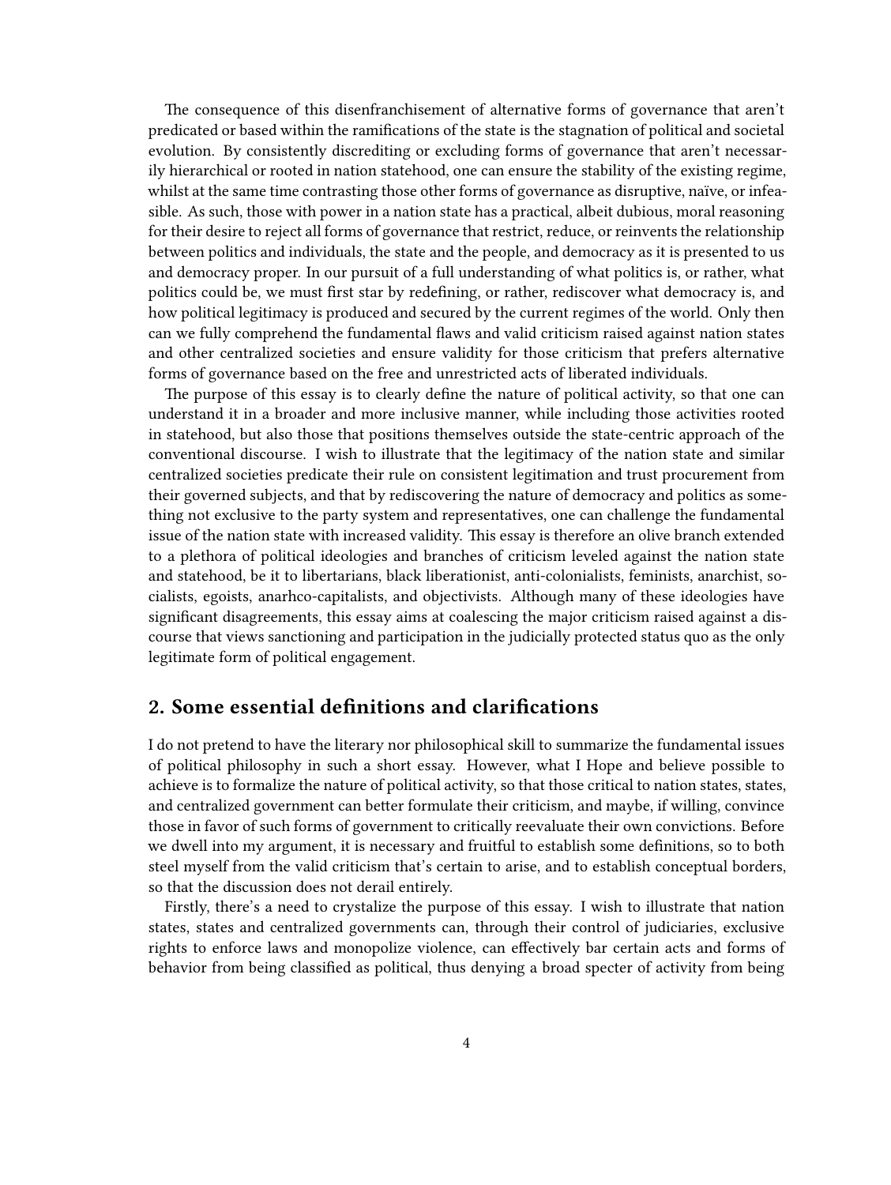The consequence of this disenfranchisement of alternative forms of governance that aren't predicated or based within the ramifications of the state is the stagnation of political and societal evolution. By consistently discrediting or excluding forms of governance that aren't necessarily hierarchical or rooted in nation statehood, one can ensure the stability of the existing regime, whilst at the same time contrasting those other forms of governance as disruptive, naïve, or infeasible. As such, those with power in a nation state has a practical, albeit dubious, moral reasoning for their desire to reject all forms of governance that restrict, reduce, or reinvents the relationship between politics and individuals, the state and the people, and democracy as it is presented to us and democracy proper. In our pursuit of a full understanding of what politics is, or rather, what politics could be, we must first star by redefining, or rather, rediscover what democracy is, and how political legitimacy is produced and secured by the current regimes of the world. Only then can we fully comprehend the fundamental flaws and valid criticism raised against nation states and other centralized societies and ensure validity for those criticism that prefers alternative forms of governance based on the free and unrestricted acts of liberated individuals.

The purpose of this essay is to clearly define the nature of political activity, so that one can understand it in a broader and more inclusive manner, while including those activities rooted in statehood, but also those that positions themselves outside the state-centric approach of the conventional discourse. I wish to illustrate that the legitimacy of the nation state and similar centralized societies predicate their rule on consistent legitimation and trust procurement from their governed subjects, and that by rediscovering the nature of democracy and politics as something not exclusive to the party system and representatives, one can challenge the fundamental issue of the nation state with increased validity. This essay is therefore an olive branch extended to a plethora of political ideologies and branches of criticism leveled against the nation state and statehood, be it to libertarians, black liberationist, anti-colonialists, feminists, anarchist, socialists, egoists, anarhco-capitalists, and objectivists. Although many of these ideologies have significant disagreements, this essay aims at coalescing the major criticism raised against a discourse that views sanctioning and participation in the judicially protected status quo as the only legitimate form of political engagement.

## 2. Some essential definitions and clarifications

I do not pretend to have the literary nor philosophical skill to summarize the fundamental issues of political philosophy in such a short essay. However, what I Hope and believe possible to achieve is to formalize the nature of political activity, so that those critical to nation states, states, and centralized government can better formulate their criticism, and maybe, if willing, convince those in favor of such forms of government to critically reevaluate their own convictions. Before we dwell into my argument, it is necessary and fruitful to establish some definitions, so to both steel myself from the valid criticism that's certain to arise, and to establish conceptual borders, so that the discussion does not derail entirely.

Firstly, there's a need to crystalize the purpose of this essay. I wish to illustrate that nation states, states and centralized governments can, through their control of judiciaries, exclusive rights to enforce laws and monopolize violence, can effectively bar certain acts and forms of behavior from being classified as political, thus denying a broad specter of activity from being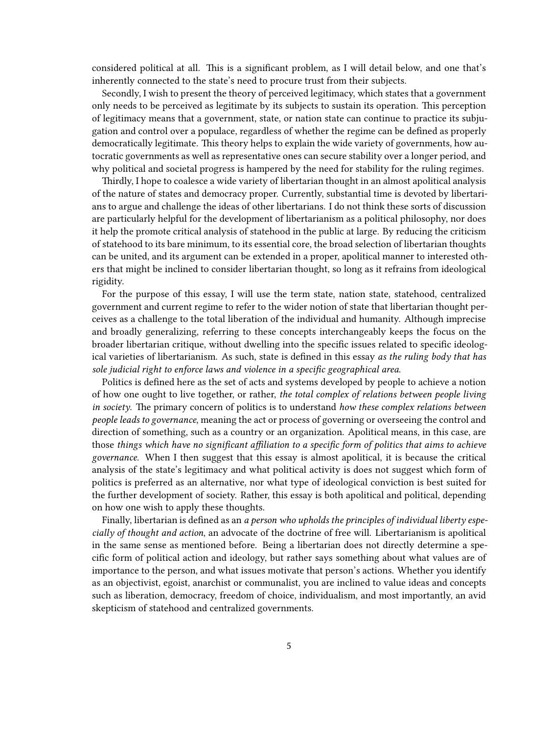considered political at all. This is a significant problem, as I will detail below, and one that's inherently connected to the state's need to procure trust from their subjects.

Secondly, I wish to present the theory of perceived legitimacy, which states that a government only needs to be perceived as legitimate by its subjects to sustain its operation. This perception of legitimacy means that a government, state, or nation state can continue to practice its subjugation and control over a populace, regardless of whether the regime can be defined as properly democratically legitimate. This theory helps to explain the wide variety of governments, how autocratic governments as well as representative ones can secure stability over a longer period, and why political and societal progress is hampered by the need for stability for the ruling regimes.

Thirdly, I hope to coalesce a wide variety of libertarian thought in an almost apolitical analysis of the nature of states and democracy proper. Currently, substantial time is devoted by libertarians to argue and challenge the ideas of other libertarians. I do not think these sorts of discussion are particularly helpful for the development of libertarianism as a political philosophy, nor does it help the promote critical analysis of statehood in the public at large. By reducing the criticism of statehood to its bare minimum, to its essential core, the broad selection of libertarian thoughts can be united, and its argument can be extended in a proper, apolitical manner to interested others that might be inclined to consider libertarian thought, so long as it refrains from ideological rigidity.

For the purpose of this essay, I will use the term state, nation state, statehood, centralized government and current regime to refer to the wider notion of state that libertarian thought perceives as a challenge to the total liberation of the individual and humanity. Although imprecise and broadly generalizing, referring to these concepts interchangeably keeps the focus on the broader libertarian critique, without dwelling into the specific issues related to specific ideological varieties of libertarianism. As such, state is defined in this essay *as the ruling body that has sole judicial right to enforce laws and violence in a specific geographical area*.

Politics is defined here as the set of acts and systems developed by people to achieve a notion of how one ought to live together, or rather, *the total complex of relations between people living in society*. The primary concern of politics is to understand *how these complex relations between people leads to governance*, meaning the act or process of governing or overseeing the control and direction of something, such as a country or an organization. Apolitical means, in this case, are those *things which have no significant affiliation to a specific form of politics that aims to achieve governance*. When I then suggest that this essay is almost apolitical, it is because the critical analysis of the state's legitimacy and what political activity is does not suggest which form of politics is preferred as an alternative, nor what type of ideological conviction is best suited for the further development of society. Rather, this essay is both apolitical and political, depending on how one wish to apply these thoughts.

Finally, libertarian is defined as an *a person who upholds the principles of individual liberty especially of thought and action*, an advocate of the doctrine of free will. Libertarianism is apolitical in the same sense as mentioned before. Being a libertarian does not directly determine a specific form of political action and ideology, but rather says something about what values are of importance to the person, and what issues motivate that person's actions. Whether you identify as an objectivist, egoist, anarchist or communalist, you are inclined to value ideas and concepts such as liberation, democracy, freedom of choice, individualism, and most importantly, an avid skepticism of statehood and centralized governments.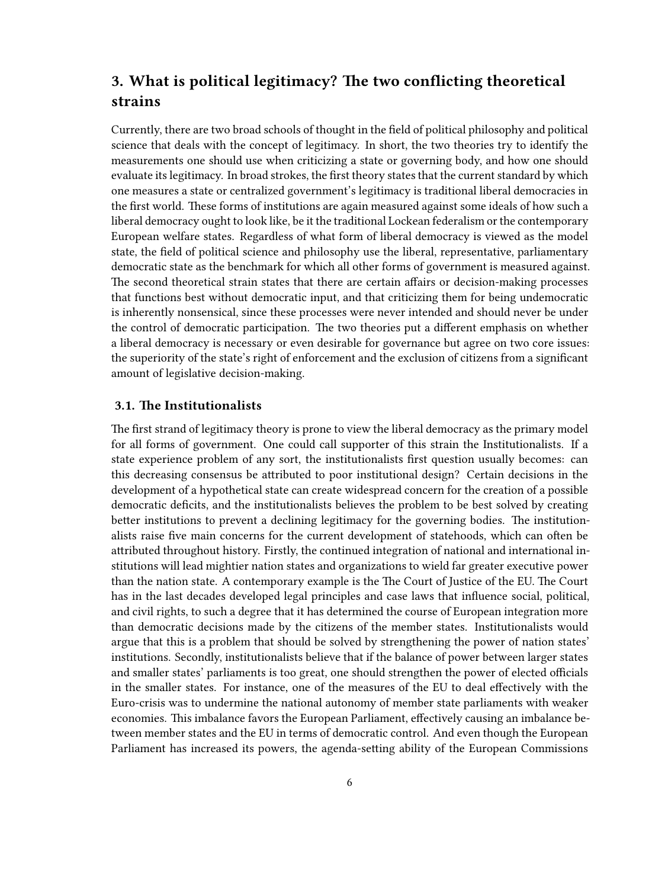## 3. What is political legitimacy? The two conflicting theoretical strains

Currently, there are two broad schools of thought in the field of political philosophy and political science that deals with the concept of legitimacy. In short, the two theories try to identify the measurements one should use when criticizing a state or governing body, and how one should evaluate its legitimacy. In broad strokes, the first theory states that the current standard by which one measures a state or centralized government's legitimacy is traditional liberal democracies in the first world. These forms of institutions are again measured against some ideals of how such a liberal democracy ought to look like, be it the traditional Lockean federalism or the contemporary European welfare states. Regardless of what form of liberal democracy is viewed as the model state, the field of political science and philosophy use the liberal, representative, parliamentary democratic state as the benchmark for which all other forms of government is measured against. The second theoretical strain states that there are certain affairs or decision-making processes that functions best without democratic input, and that criticizing them for being undemocratic is inherently nonsensical, since these processes were never intended and should never be under the control of democratic participation. The two theories put a different emphasis on whether a liberal democracy is necessary or even desirable for governance but agree on two core issues: the superiority of the state's right of enforcement and the exclusion of citizens from a significant amount of legislative decision-making.

### 3.1. The Institutionalists

The first strand of legitimacy theory is prone to view the liberal democracy as the primary model for all forms of government. One could call supporter of this strain the Institutionalists. If a state experience problem of any sort, the institutionalists first question usually becomes: can this decreasing consensus be attributed to poor institutional design? Certain decisions in the development of a hypothetical state can create widespread concern for the creation of a possible democratic deficits, and the institutionalists believes the problem to be best solved by creating better institutions to prevent a declining legitimacy for the governing bodies. The institutionalists raise five main concerns for the current development of statehoods, which can often be attributed throughout history. Firstly, the continued integration of national and international institutions will lead mightier nation states and organizations to wield far greater executive power than the nation state. A contemporary example is the The Court of Justice of the EU. The Court has in the last decades developed legal principles and case laws that influence social, political, and civil rights, to such a degree that it has determined the course of European integration more than democratic decisions made by the citizens of the member states. Institutionalists would argue that this is a problem that should be solved by strengthening the power of nation states' institutions. Secondly, institutionalists believe that if the balance of power between larger states and smaller states' parliaments is too great, one should strengthen the power of elected officials in the smaller states. For instance, one of the measures of the EU to deal effectively with the Euro-crisis was to undermine the national autonomy of member state parliaments with weaker economies. This imbalance favors the European Parliament, effectively causing an imbalance between member states and the EU in terms of democratic control. And even though the European Parliament has increased its powers, the agenda-setting ability of the European Commissions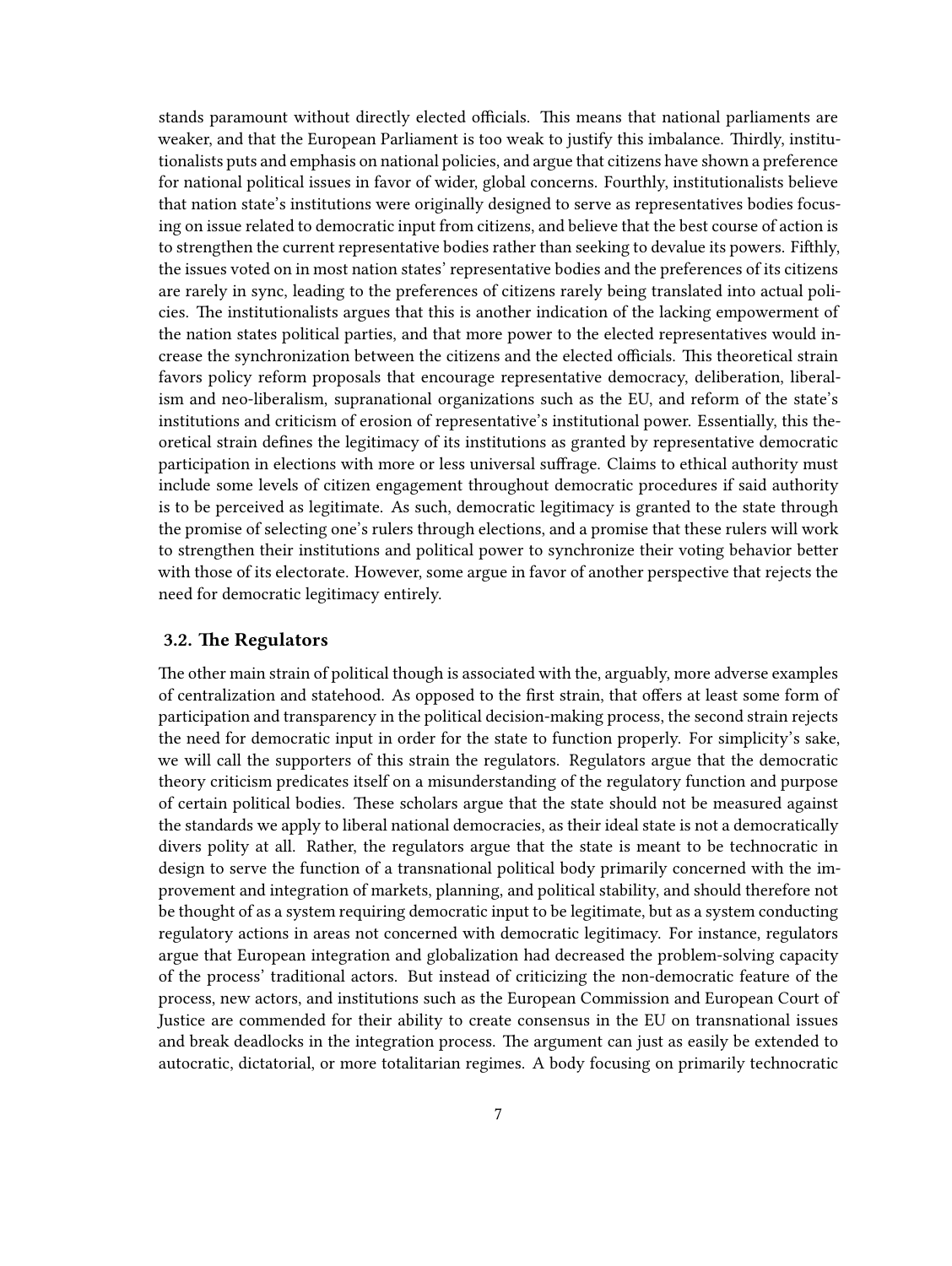stands paramount without directly elected officials. This means that national parliaments are weaker, and that the European Parliament is too weak to justify this imbalance. Thirdly, institutionalists puts and emphasis on national policies, and argue that citizens have shown a preference for national political issues in favor of wider, global concerns. Fourthly, institutionalists believe that nation state's institutions were originally designed to serve as representatives bodies focusing on issue related to democratic input from citizens, and believe that the best course of action is to strengthen the current representative bodies rather than seeking to devalue its powers. Fifthly, the issues voted on in most nation states' representative bodies and the preferences of its citizens are rarely in sync, leading to the preferences of citizens rarely being translated into actual policies. The institutionalists argues that this is another indication of the lacking empowerment of the nation states political parties, and that more power to the elected representatives would increase the synchronization between the citizens and the elected officials. This theoretical strain favors policy reform proposals that encourage representative democracy, deliberation, liberalism and neo-liberalism, supranational organizations such as the EU, and reform of the state's institutions and criticism of erosion of representative's institutional power. Essentially, this theoretical strain defines the legitimacy of its institutions as granted by representative democratic participation in elections with more or less universal suffrage. Claims to ethical authority must include some levels of citizen engagement throughout democratic procedures if said authority is to be perceived as legitimate. As such, democratic legitimacy is granted to the state through the promise of selecting one's rulers through elections, and a promise that these rulers will work to strengthen their institutions and political power to synchronize their voting behavior better with those of its electorate. However, some argue in favor of another perspective that rejects the need for democratic legitimacy entirely.

### 3.2. The Regulators

The other main strain of political though is associated with the, arguably, more adverse examples of centralization and statehood. As opposed to the first strain, that offers at least some form of participation and transparency in the political decision-making process, the second strain rejects the need for democratic input in order for the state to function properly. For simplicity's sake, we will call the supporters of this strain the regulators. Regulators argue that the democratic theory criticism predicates itself on a misunderstanding of the regulatory function and purpose of certain political bodies. These scholars argue that the state should not be measured against the standards we apply to liberal national democracies, as their ideal state is not a democratically divers polity at all. Rather, the regulators argue that the state is meant to be technocratic in design to serve the function of a transnational political body primarily concerned with the improvement and integration of markets, planning, and political stability, and should therefore not be thought of as a system requiring democratic input to be legitimate, but as a system conducting regulatory actions in areas not concerned with democratic legitimacy. For instance, regulators argue that European integration and globalization had decreased the problem-solving capacity of the process' traditional actors. But instead of criticizing the non-democratic feature of the process, new actors, and institutions such as the European Commission and European Court of Justice are commended for their ability to create consensus in the EU on transnational issues and break deadlocks in the integration process. The argument can just as easily be extended to autocratic, dictatorial, or more totalitarian regimes. A body focusing on primarily technocratic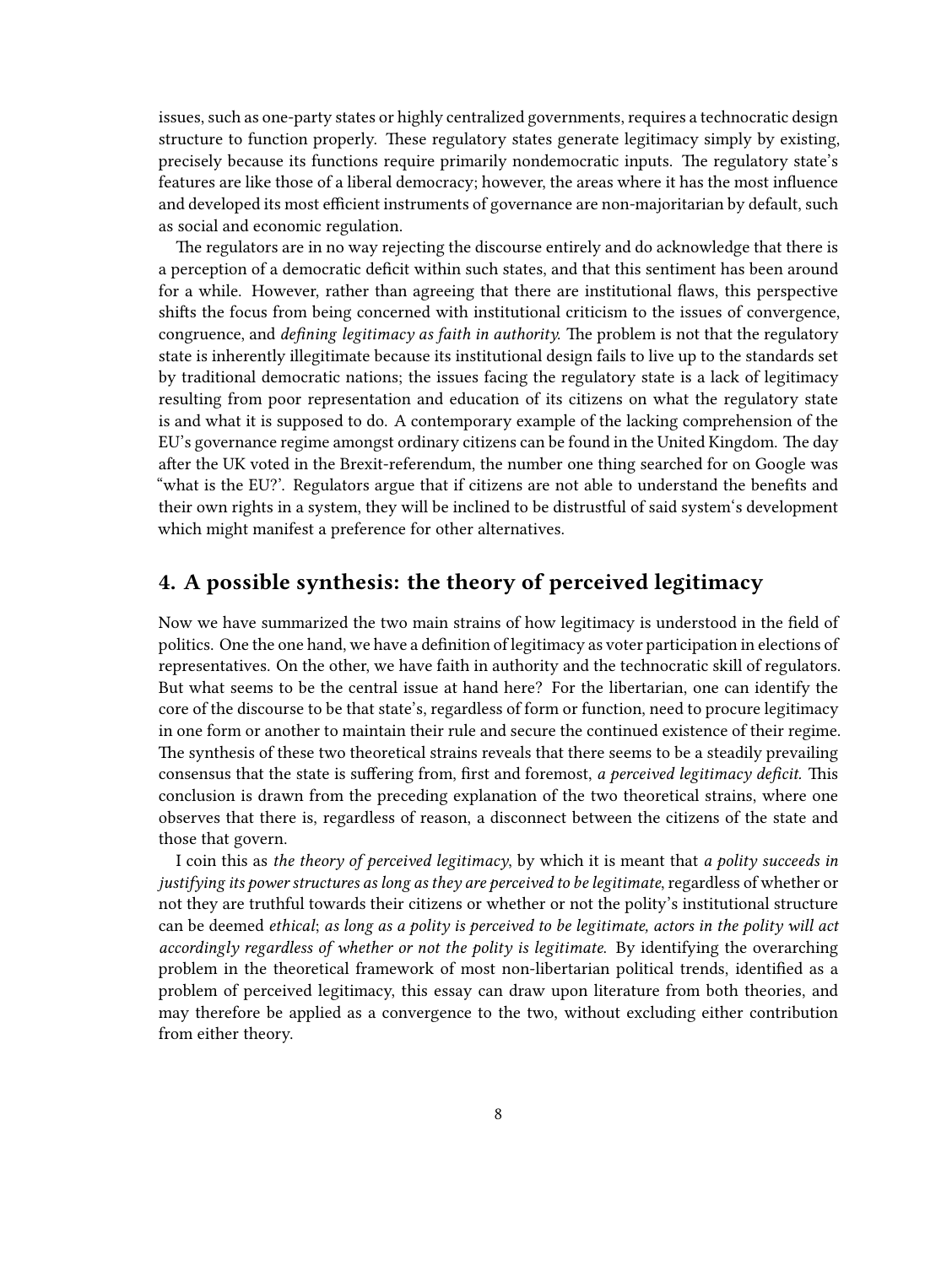issues, such as one-party states or highly centralized governments, requires a technocratic design structure to function properly. These regulatory states generate legitimacy simply by existing, precisely because its functions require primarily nondemocratic inputs. The regulatory state's features are like those of a liberal democracy; however, the areas where it has the most influence and developed its most efficient instruments of governance are non-majoritarian by default, such as social and economic regulation.

The regulators are in no way rejecting the discourse entirely and do acknowledge that there is a perception of a democratic deficit within such states, and that this sentiment has been around for a while. However, rather than agreeing that there are institutional flaws, this perspective shifts the focus from being concerned with institutional criticism to the issues of convergence, congruence, and *defining legitimacy as faith in authority.* The problem is not that the regulatory state is inherently illegitimate because its institutional design fails to live up to the standards set by traditional democratic nations; the issues facing the regulatory state is a lack of legitimacy resulting from poor representation and education of its citizens on what the regulatory state is and what it is supposed to do. A contemporary example of the lacking comprehension of the EU's governance regime amongst ordinary citizens can be found in the United Kingdom. The day after the UK voted in the Brexit-referendum, the number one thing searched for on Google was "what is the EU?'. Regulators argue that if citizens are not able to understand the benefits and their own rights in a system, they will be inclined to be distrustful of said system's development which might manifest a preference for other alternatives.

## 4. A possible synthesis: the theory of perceived legitimacy

Now we have summarized the two main strains of how legitimacy is understood in the field of politics. One the one hand, we have a definition of legitimacy as voter participation in elections of representatives. On the other, we have faith in authority and the technocratic skill of regulators. But what seems to be the central issue at hand here? For the libertarian, one can identify the core of the discourse to be that state's, regardless of form or function, need to procure legitimacy in one form or another to maintain their rule and secure the continued existence of their regime. The synthesis of these two theoretical strains reveals that there seems to be a steadily prevailing consensus that the state is suffering from, first and foremost, *a perceived legitimacy deficit.* This conclusion is drawn from the preceding explanation of the two theoretical strains, where one observes that there is, regardless of reason, a disconnect between the citizens of the state and those that govern.

I coin this as *the theory of perceived legitimacy*, by which it is meant that *a polity succeeds in justifying its power structures as long as they are perceived to be legitimate*, regardless of whether or not they are truthful towards their citizens or whether or not the polity's institutional structure can be deemed *ethical*; *as long as a polity is perceived to be legitimate, actors in the polity will act accordingly regardless of whether or not the polity is legitimate.* By identifying the overarching problem in the theoretical framework of most non-libertarian political trends, identified as a problem of perceived legitimacy, this essay can draw upon literature from both theories, and may therefore be applied as a convergence to the two, without excluding either contribution from either theory.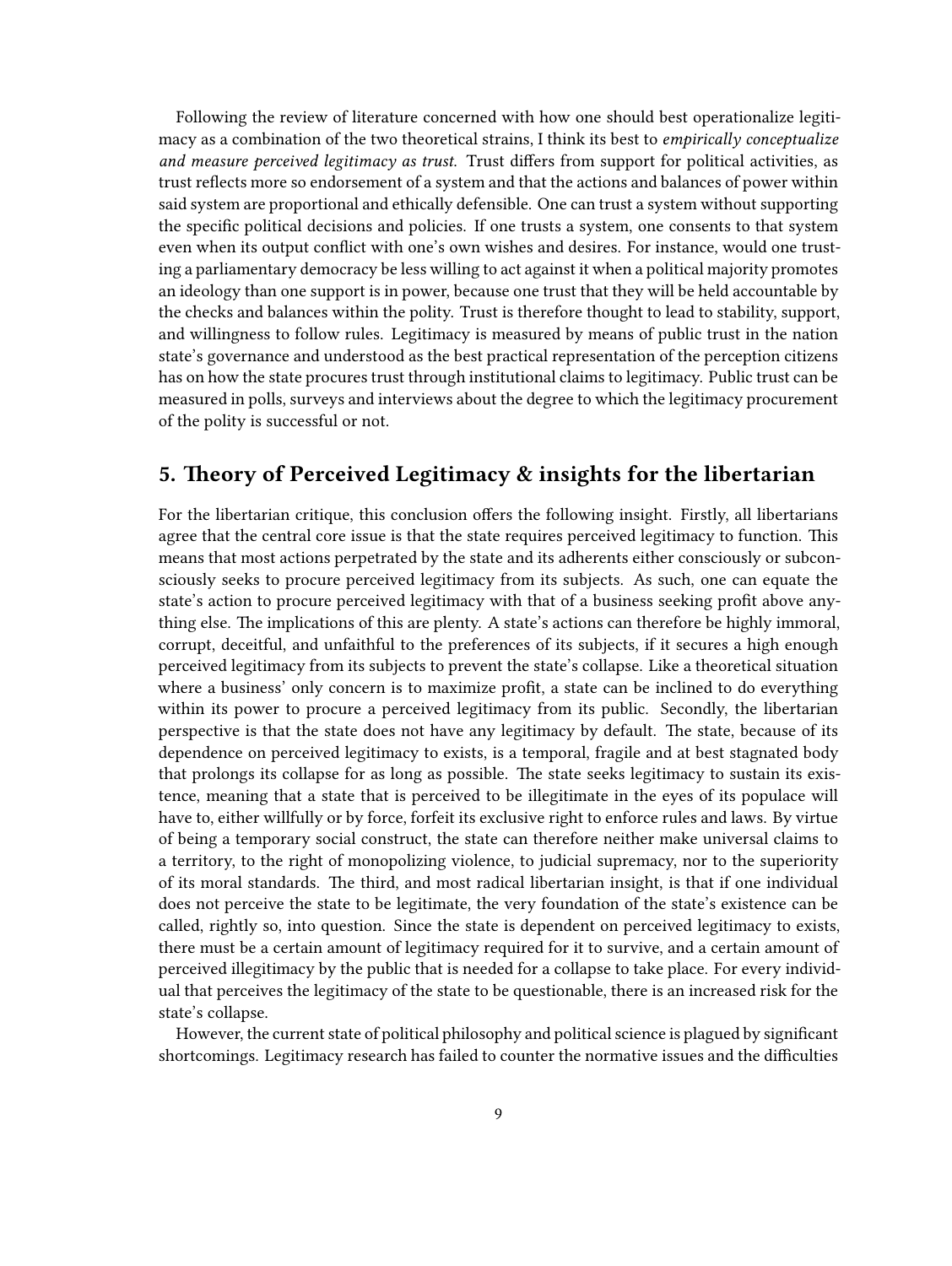Following the review of literature concerned with how one should best operationalize legitimacy as a combination of the two theoretical strains, I think its best to *empirically conceptualize and measure perceived legitimacy as trust.* Trust differs from support for political activities, as trust reflects more so endorsement of a system and that the actions and balances of power within said system are proportional and ethically defensible. One can trust a system without supporting the specific political decisions and policies. If one trusts a system, one consents to that system even when its output conflict with one's own wishes and desires. For instance, would one trusting a parliamentary democracy be less willing to act against it when a political majority promotes an ideology than one support is in power, because one trust that they will be held accountable by the checks and balances within the polity. Trust is therefore thought to lead to stability, support, and willingness to follow rules. Legitimacy is measured by means of public trust in the nation state's governance and understood as the best practical representation of the perception citizens has on how the state procures trust through institutional claims to legitimacy. Public trust can be measured in polls, surveys and interviews about the degree to which the legitimacy procurement of the polity is successful or not.

## 5. Theory of Perceived Legitimacy & insights for the libertarian

For the libertarian critique, this conclusion offers the following insight. Firstly, all libertarians agree that the central core issue is that the state requires perceived legitimacy to function. This means that most actions perpetrated by the state and its adherents either consciously or subconsciously seeks to procure perceived legitimacy from its subjects. As such, one can equate the state's action to procure perceived legitimacy with that of a business seeking profit above anything else. The implications of this are plenty. A state's actions can therefore be highly immoral, corrupt, deceitful, and unfaithful to the preferences of its subjects, if it secures a high enough perceived legitimacy from its subjects to prevent the state's collapse. Like a theoretical situation where a business' only concern is to maximize profit, a state can be inclined to do everything within its power to procure a perceived legitimacy from its public. Secondly, the libertarian perspective is that the state does not have any legitimacy by default. The state, because of its dependence on perceived legitimacy to exists, is a temporal, fragile and at best stagnated body that prolongs its collapse for as long as possible. The state seeks legitimacy to sustain its existence, meaning that a state that is perceived to be illegitimate in the eyes of its populace will have to, either willfully or by force, forfeit its exclusive right to enforce rules and laws. By virtue of being a temporary social construct, the state can therefore neither make universal claims to a territory, to the right of monopolizing violence, to judicial supremacy, nor to the superiority of its moral standards. The third, and most radical libertarian insight, is that if one individual does not perceive the state to be legitimate, the very foundation of the state's existence can be called, rightly so, into question. Since the state is dependent on perceived legitimacy to exists, there must be a certain amount of legitimacy required for it to survive, and a certain amount of perceived illegitimacy by the public that is needed for a collapse to take place. For every individual that perceives the legitimacy of the state to be questionable, there is an increased risk for the state's collapse.

However, the current state of political philosophy and political science is plagued by significant shortcomings. Legitimacy research has failed to counter the normative issues and the difficulties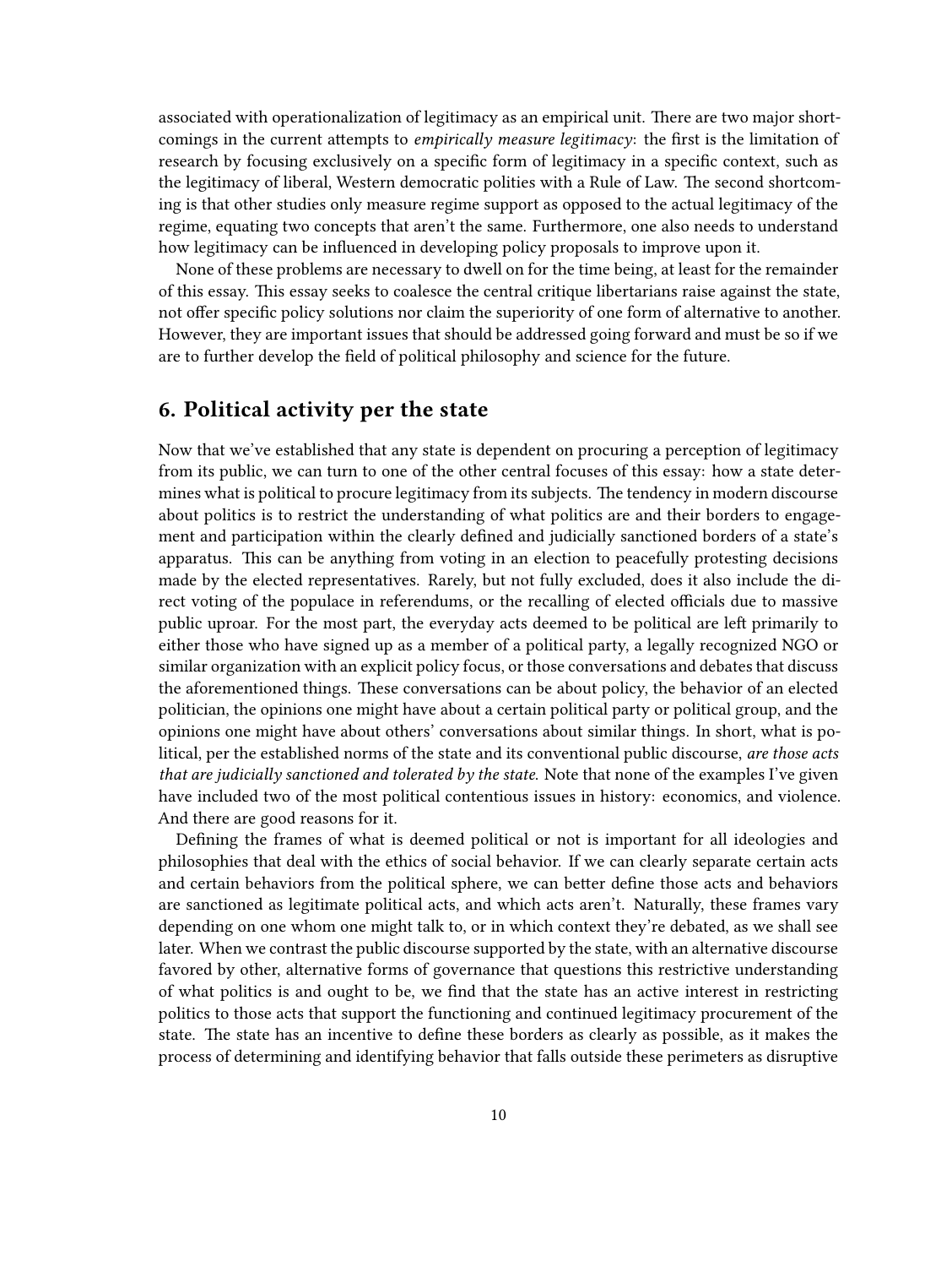associated with operationalization of legitimacy as an empirical unit. There are two major shortcomings in the current attempts to *empirically measure legitimacy*: the first is the limitation of research by focusing exclusively on a specific form of legitimacy in a specific context, such as the legitimacy of liberal, Western democratic polities with a Rule of Law. The second shortcoming is that other studies only measure regime support as opposed to the actual legitimacy of the regime, equating two concepts that aren't the same. Furthermore, one also needs to understand how legitimacy can be influenced in developing policy proposals to improve upon it.

None of these problems are necessary to dwell on for the time being, at least for the remainder of this essay. This essay seeks to coalesce the central critique libertarians raise against the state, not offer specific policy solutions nor claim the superiority of one form of alternative to another. However, they are important issues that should be addressed going forward and must be so if we are to further develop the field of political philosophy and science for the future.

## 6. Political activity per the state

Now that we've established that any state is dependent on procuring a perception of legitimacy from its public, we can turn to one of the other central focuses of this essay: how a state determines what is political to procure legitimacy from its subjects. The tendency in modern discourse about politics is to restrict the understanding of what politics are and their borders to engagement and participation within the clearly defined and judicially sanctioned borders of a state's apparatus. This can be anything from voting in an election to peacefully protesting decisions made by the elected representatives. Rarely, but not fully excluded, does it also include the direct voting of the populace in referendums, or the recalling of elected officials due to massive public uproar. For the most part, the everyday acts deemed to be political are left primarily to either those who have signed up as a member of a political party, a legally recognized NGO or similar organization with an explicit policy focus, or those conversations and debates that discuss the aforementioned things. These conversations can be about policy, the behavior of an elected politician, the opinions one might have about a certain political party or political group, and the opinions one might have about others' conversations about similar things. In short, what is political, per the established norms of the state and its conventional public discourse, *are those acts that are judicially sanctioned and tolerated by the state.* Note that none of the examples I've given have included two of the most political contentious issues in history: economics, and violence. And there are good reasons for it.

Defining the frames of what is deemed political or not is important for all ideologies and philosophies that deal with the ethics of social behavior. If we can clearly separate certain acts and certain behaviors from the political sphere, we can better define those acts and behaviors are sanctioned as legitimate political acts, and which acts aren't. Naturally, these frames vary depending on one whom one might talk to, or in which context they're debated, as we shall see later. When we contrast the public discourse supported by the state, with an alternative discourse favored by other, alternative forms of governance that questions this restrictive understanding of what politics is and ought to be, we find that the state has an active interest in restricting politics to those acts that support the functioning and continued legitimacy procurement of the state. The state has an incentive to define these borders as clearly as possible, as it makes the process of determining and identifying behavior that falls outside these perimeters as disruptive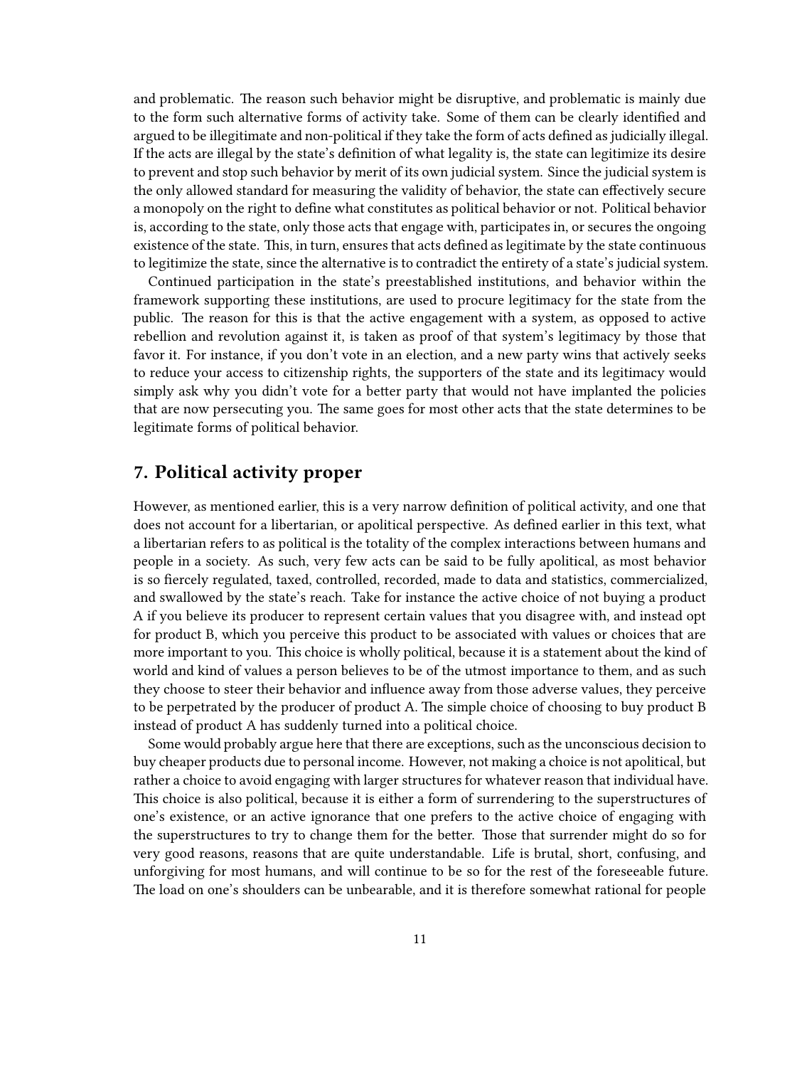and problematic. The reason such behavior might be disruptive, and problematic is mainly due to the form such alternative forms of activity take. Some of them can be clearly identified and argued to be illegitimate and non-political if they take the form of acts defined as judicially illegal. If the acts are illegal by the state's definition of what legality is, the state can legitimize its desire to prevent and stop such behavior by merit of its own judicial system. Since the judicial system is the only allowed standard for measuring the validity of behavior, the state can effectively secure a monopoly on the right to define what constitutes as political behavior or not. Political behavior is, according to the state, only those acts that engage with, participates in, or secures the ongoing existence of the state. This, in turn, ensures that acts defined as legitimate by the state continuous to legitimize the state, since the alternative is to contradict the entirety of a state's judicial system.

Continued participation in the state's preestablished institutions, and behavior within the framework supporting these institutions, are used to procure legitimacy for the state from the public. The reason for this is that the active engagement with a system, as opposed to active rebellion and revolution against it, is taken as proof of that system's legitimacy by those that favor it. For instance, if you don't vote in an election, and a new party wins that actively seeks to reduce your access to citizenship rights, the supporters of the state and its legitimacy would simply ask why you didn't vote for a better party that would not have implanted the policies that are now persecuting you. The same goes for most other acts that the state determines to be legitimate forms of political behavior.

## 7. Political activity proper

However, as mentioned earlier, this is a very narrow definition of political activity, and one that does not account for a libertarian, or apolitical perspective. As defined earlier in this text, what a libertarian refers to as political is the totality of the complex interactions between humans and people in a society. As such, very few acts can be said to be fully apolitical, as most behavior is so fiercely regulated, taxed, controlled, recorded, made to data and statistics, commercialized, and swallowed by the state's reach. Take for instance the active choice of not buying a product A if you believe its producer to represent certain values that you disagree with, and instead opt for product B, which you perceive this product to be associated with values or choices that are more important to you. This choice is wholly political, because it is a statement about the kind of world and kind of values a person believes to be of the utmost importance to them, and as such they choose to steer their behavior and influence away from those adverse values, they perceive to be perpetrated by the producer of product A. The simple choice of choosing to buy product B instead of product A has suddenly turned into a political choice.

Some would probably argue here that there are exceptions, such as the unconscious decision to buy cheaper products due to personal income. However, not making a choice is not apolitical, but rather a choice to avoid engaging with larger structures for whatever reason that individual have. This choice is also political, because it is either a form of surrendering to the superstructures of one's existence, or an active ignorance that one prefers to the active choice of engaging with the superstructures to try to change them for the better. Those that surrender might do so for very good reasons, reasons that are quite understandable. Life is brutal, short, confusing, and unforgiving for most humans, and will continue to be so for the rest of the foreseeable future. The load on one's shoulders can be unbearable, and it is therefore somewhat rational for people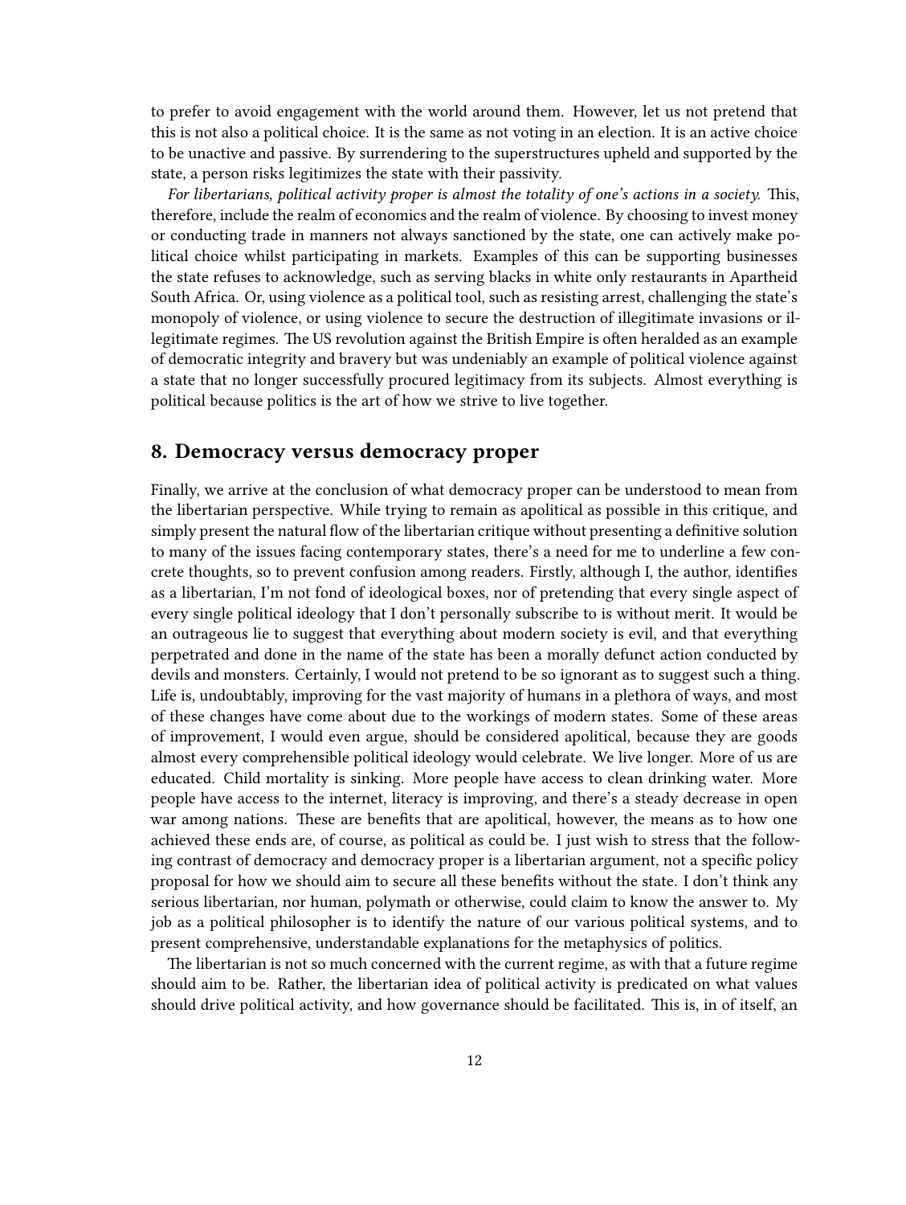to prefer to avoid engagement with the world around them. However, let us not pretend that this is not also a political choice. It is the same as not voting in an election. It is an active choice to be unactive and passive. By surrendering to the superstructures upheld and supported by the state, a person risks legitimizes the state with their passivity.

*For libertarians, political activity proper is almost the totality of one's actions in a society.* This, therefore, include the realm of economics and the realm of violence. By choosing to invest money or conducting trade in manners not always sanctioned by the state, one can actively make political choice whilst participating in markets. Examples of this can be supporting businesses the state refuses to acknowledge, such as serving blacks in white only restaurants in Apartheid South Africa. Or, using violence as a political tool, such as resisting arrest, challenging the state's monopoly of violence, or using violence to secure the destruction of illegitimate invasions or illegitimate regimes. The US revolution against the British Empire is often heralded as an example of democratic integrity and bravery but was undeniably an example of political violence against a state that no longer successfully procured legitimacy from its subjects. Almost everything is political because politics is the art of how we strive to live together.

## 8. Democracy versus democracy proper

Finally, we arrive at the conclusion of what democracy proper can be understood to mean from the libertarian perspective. While trying to remain as apolitical as possible in this critique, and simply present the natural flow of the libertarian critique without presenting a definitive solution to many of the issues facing contemporary states, there's a need for me to underline a few concrete thoughts, so to prevent confusion among readers. Firstly, although I, the author, identifies as a libertarian, I'm not fond of ideological boxes, nor of pretending that every single aspect of every single political ideology that I don't personally subscribe to is without merit. It would be an outrageous lie to suggest that everything about modern society is evil, and that everything perpetrated and done in the name of the state has been a morally defunct action conducted by devils and monsters. Certainly, I would not pretend to be so ignorant as to suggest such a thing. Life is, undoubtably, improving for the vast majority of humans in a plethora of ways, and most of these changes have come about due to the workings of modern states. Some of these areas of improvement, I would even argue, should be considered apolitical, because they are goods almost every comprehensible political ideology would celebrate. We live longer. More of us are educated. Child mortality is sinking. More people have access to clean drinking water. More people have access to the internet, literacy is improving, and there's a steady decrease in open war among nations. These are benefits that are apolitical, however, the means as to how one achieved these ends are, of course, as political as could be. I just wish to stress that the following contrast of democracy and democracy proper is a libertarian argument, not a specific policy proposal for how we should aim to secure all these benefits without the state. I don't think any serious libertarian, nor human, polymath or otherwise, could claim to know the answer to. My job as a political philosopher is to identify the nature of our various political systems, and to present comprehensive, understandable explanations for the metaphysics of politics.

The libertarian is not so much concerned with the current regime, as with that a future regime should aim to be. Rather, the libertarian idea of political activity is predicated on what values should drive political activity, and how governance should be facilitated. This is, in of itself, an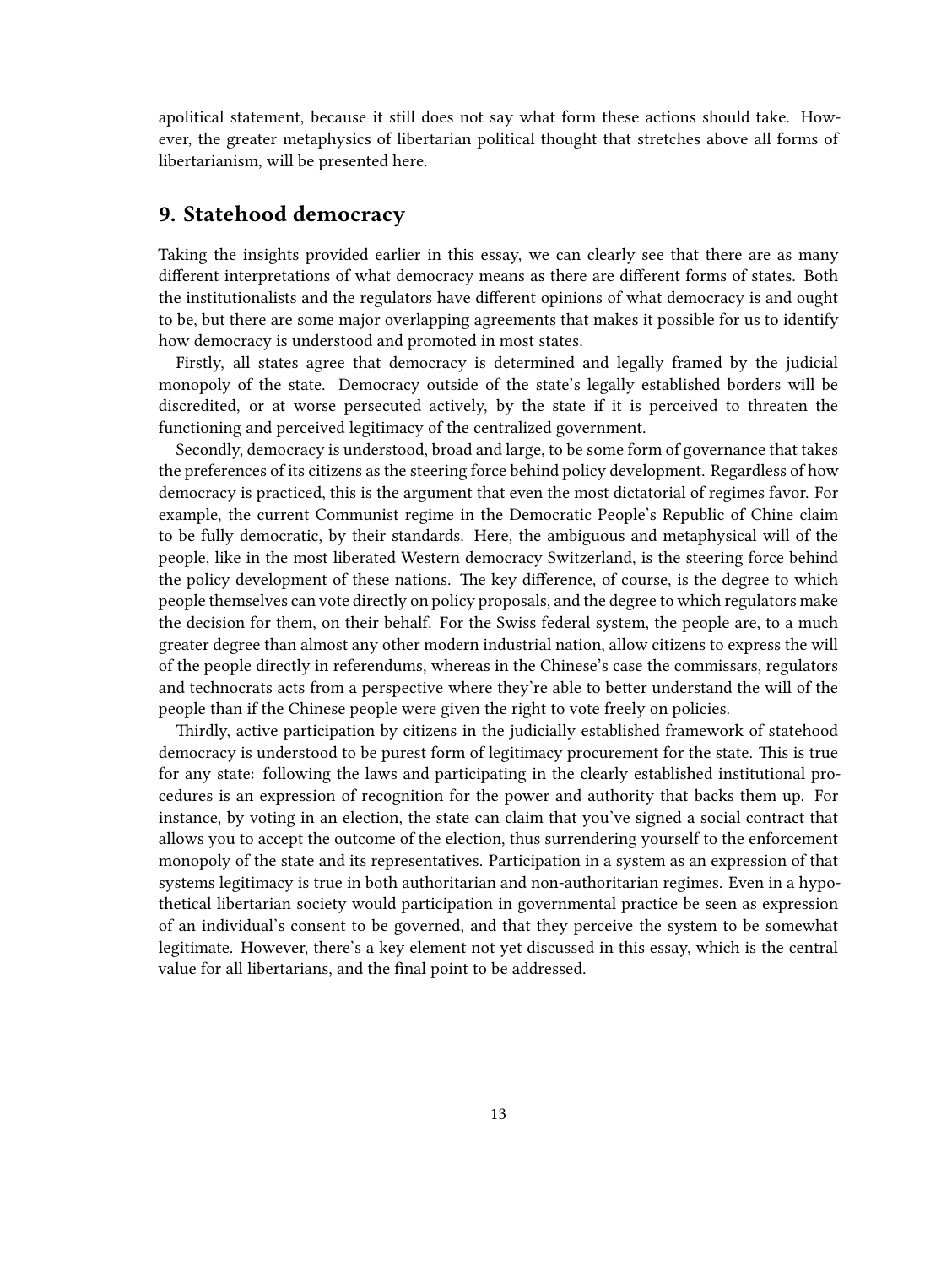apolitical statement, because it still does not say what form these actions should take. However, the greater metaphysics of libertarian political thought that stretches above all forms of libertarianism, will be presented here.

## 9. Statehood democracy

Taking the insights provided earlier in this essay, we can clearly see that there are as many different interpretations of what democracy means as there are different forms of states. Both the institutionalists and the regulators have different opinions of what democracy is and ought to be, but there are some major overlapping agreements that makes it possible for us to identify how democracy is understood and promoted in most states.

Firstly, all states agree that democracy is determined and legally framed by the judicial monopoly of the state. Democracy outside of the state's legally established borders will be discredited, or at worse persecuted actively, by the state if it is perceived to threaten the functioning and perceived legitimacy of the centralized government.

Secondly, democracy is understood, broad and large, to be some form of governance that takes the preferences of its citizens as the steering force behind policy development. Regardless of how democracy is practiced, this is the argument that even the most dictatorial of regimes favor. For example, the current Communist regime in the Democratic People's Republic of Chine claim to be fully democratic, by their standards. Here, the ambiguous and metaphysical will of the people, like in the most liberated Western democracy Switzerland, is the steering force behind the policy development of these nations. The key difference, of course, is the degree to which people themselves can vote directly on policy proposals, and the degree to which regulators make the decision for them, on their behalf. For the Swiss federal system, the people are, to a much greater degree than almost any other modern industrial nation, allow citizens to express the will of the people directly in referendums, whereas in the Chinese's case the commissars, regulators and technocrats acts from a perspective where they're able to better understand the will of the people than if the Chinese people were given the right to vote freely on policies.

Thirdly, active participation by citizens in the judicially established framework of statehood democracy is understood to be purest form of legitimacy procurement for the state. This is true for any state: following the laws and participating in the clearly established institutional procedures is an expression of recognition for the power and authority that backs them up. For instance, by voting in an election, the state can claim that you've signed a social contract that allows you to accept the outcome of the election, thus surrendering yourself to the enforcement monopoly of the state and its representatives. Participation in a system as an expression of that systems legitimacy is true in both authoritarian and non-authoritarian regimes. Even in a hypothetical libertarian society would participation in governmental practice be seen as expression of an individual's consent to be governed, and that they perceive the system to be somewhat legitimate. However, there's a key element not yet discussed in this essay, which is the central value for all libertarians, and the final point to be addressed.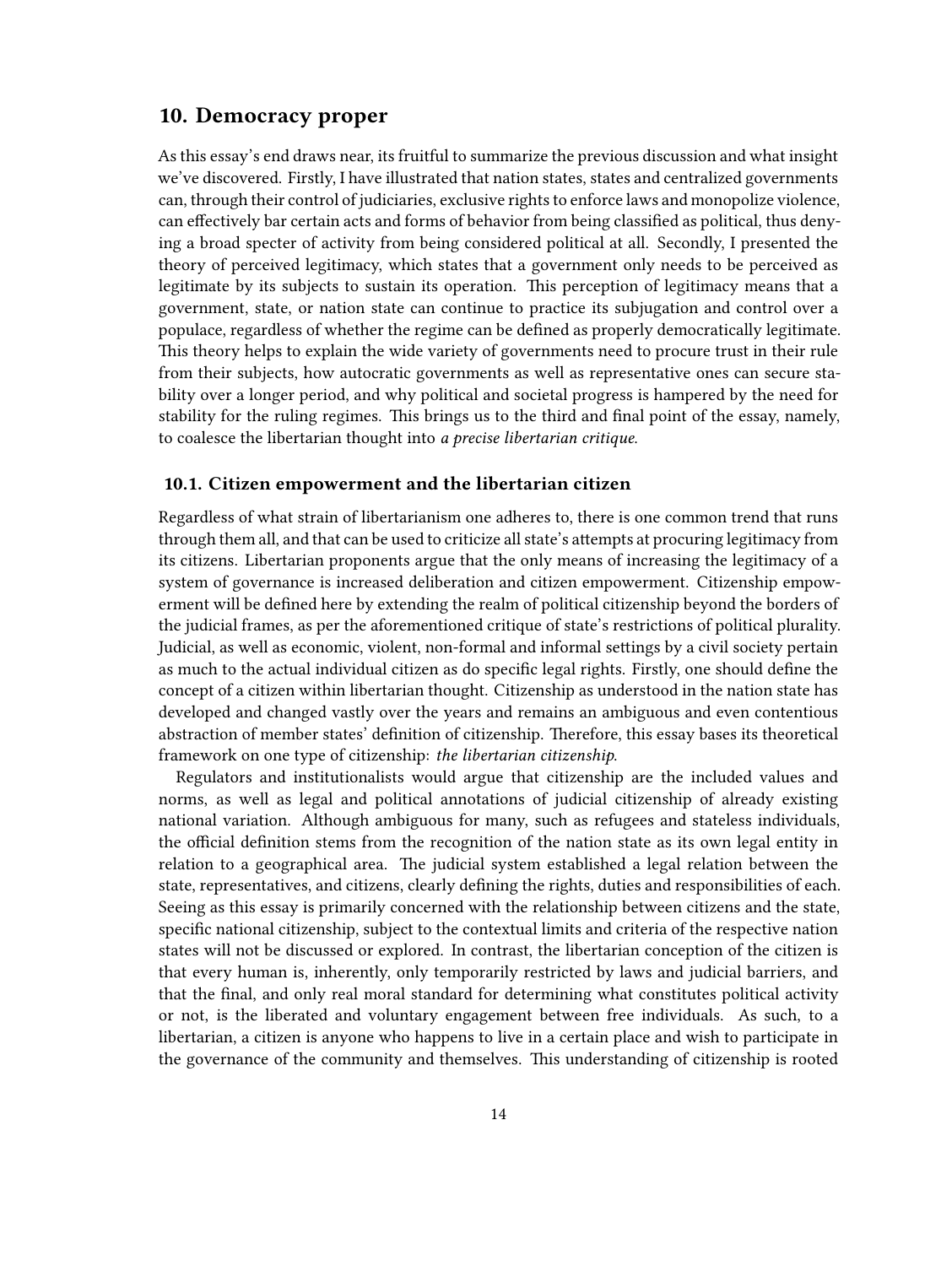## 10. Democracy proper

As this essay's end draws near, its fruitful to summarize the previous discussion and what insight we've discovered. Firstly, I have illustrated that nation states, states and centralized governments can, through their control of judiciaries, exclusive rights to enforce laws and monopolize violence, can effectively bar certain acts and forms of behavior from being classified as political, thus denying a broad specter of activity from being considered political at all. Secondly, I presented the theory of perceived legitimacy, which states that a government only needs to be perceived as legitimate by its subjects to sustain its operation. This perception of legitimacy means that a government, state, or nation state can continue to practice its subjugation and control over a populace, regardless of whether the regime can be defined as properly democratically legitimate. This theory helps to explain the wide variety of governments need to procure trust in their rule from their subjects, how autocratic governments as well as representative ones can secure stability over a longer period, and why political and societal progress is hampered by the need for stability for the ruling regimes. This brings us to the third and final point of the essay, namely, to coalesce the libertarian thought into *a precise libertarian critique*.

### 10.1. Citizen empowerment and the libertarian citizen

Regardless of what strain of libertarianism one adheres to, there is one common trend that runs through them all, and that can be used to criticize all state's attempts at procuring legitimacy from its citizens. Libertarian proponents argue that the only means of increasing the legitimacy of a system of governance is increased deliberation and citizen empowerment. Citizenship empowerment will be defined here by extending the realm of political citizenship beyond the borders of the judicial frames, as per the aforementioned critique of state's restrictions of political plurality. Judicial, as well as economic, violent, non-formal and informal settings by a civil society pertain as much to the actual individual citizen as do specific legal rights. Firstly, one should define the concept of a citizen within libertarian thought. Citizenship as understood in the nation state has developed and changed vastly over the years and remains an ambiguous and even contentious abstraction of member states' definition of citizenship. Therefore, this essay bases its theoretical framework on one type of citizenship: *the libertarian citizenship*.

Regulators and institutionalists would argue that citizenship are the included values and norms, as well as legal and political annotations of judicial citizenship of already existing national variation. Although ambiguous for many, such as refugees and stateless individuals, the official definition stems from the recognition of the nation state as its own legal entity in relation to a geographical area. The judicial system established a legal relation between the state, representatives, and citizens, clearly defining the rights, duties and responsibilities of each. Seeing as this essay is primarily concerned with the relationship between citizens and the state, specific national citizenship, subject to the contextual limits and criteria of the respective nation states will not be discussed or explored. In contrast, the libertarian conception of the citizen is that every human is, inherently, only temporarily restricted by laws and judicial barriers, and that the final, and only real moral standard for determining what constitutes political activity or not, is the liberated and voluntary engagement between free individuals. As such, to a libertarian, a citizen is anyone who happens to live in a certain place and wish to participate in the governance of the community and themselves. This understanding of citizenship is rooted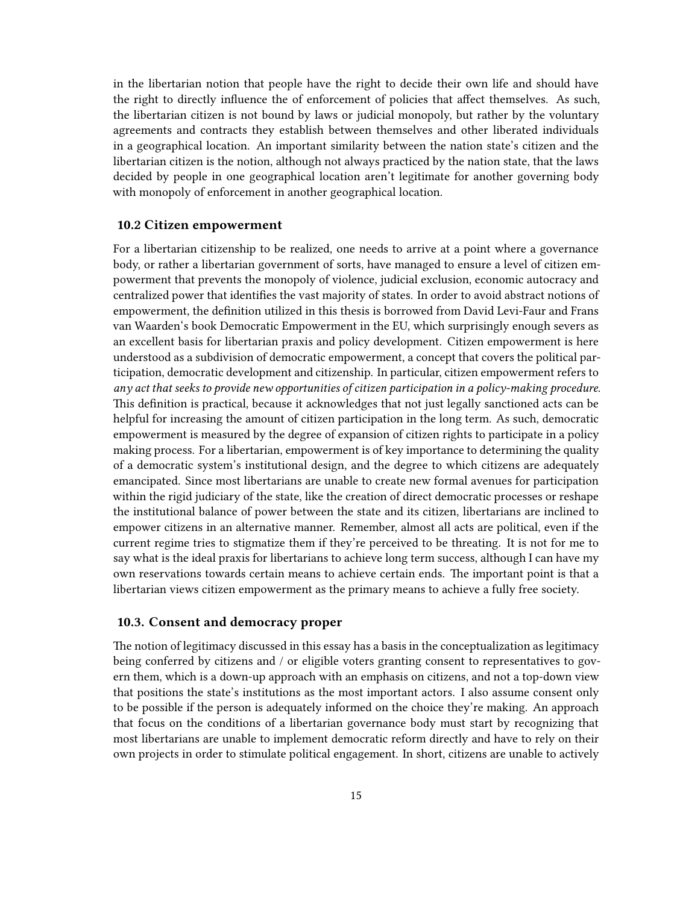in the libertarian notion that people have the right to decide their own life and should have the right to directly influence the of enforcement of policies that affect themselves. As such, the libertarian citizen is not bound by laws or judicial monopoly, but rather by the voluntary agreements and contracts they establish between themselves and other liberated individuals in a geographical location. An important similarity between the nation state's citizen and the libertarian citizen is the notion, although not always practiced by the nation state, that the laws decided by people in one geographical location aren't legitimate for another governing body with monopoly of enforcement in another geographical location.

### 10.2 Citizen empowerment

For a libertarian citizenship to be realized, one needs to arrive at a point where a governance body, or rather a libertarian government of sorts, have managed to ensure a level of citizen empowerment that prevents the monopoly of violence, judicial exclusion, economic autocracy and centralized power that identifies the vast majority of states. In order to avoid abstract notions of empowerment, the definition utilized in this thesis is borrowed from David Levi-Faur and Frans van Waarden's book Democratic Empowerment in the EU, which surprisingly enough severs as an excellent basis for libertarian praxis and policy development. Citizen empowerment is here understood as a subdivision of democratic empowerment, a concept that covers the political participation, democratic development and citizenship. In particular, citizen empowerment refers to *any act that seeks to provide new opportunities of citizen participation in a policy-making procedure*. This definition is practical, because it acknowledges that not just legally sanctioned acts can be helpful for increasing the amount of citizen participation in the long term. As such, democratic empowerment is measured by the degree of expansion of citizen rights to participate in a policy making process. For a libertarian, empowerment is of key importance to determining the quality of a democratic system's institutional design, and the degree to which citizens are adequately emancipated. Since most libertarians are unable to create new formal avenues for participation within the rigid judiciary of the state, like the creation of direct democratic processes or reshape the institutional balance of power between the state and its citizen, libertarians are inclined to empower citizens in an alternative manner. Remember, almost all acts are political, even if the current regime tries to stigmatize them if they're perceived to be threating. It is not for me to say what is the ideal praxis for libertarians to achieve long term success, although I can have my own reservations towards certain means to achieve certain ends. The important point is that a libertarian views citizen empowerment as the primary means to achieve a fully free society.

### 10.3. Consent and democracy proper

The notion of legitimacy discussed in this essay has a basis in the conceptualization as legitimacy being conferred by citizens and / or eligible voters granting consent to representatives to govern them, which is a down-up approach with an emphasis on citizens, and not a top-down view that positions the state's institutions as the most important actors. I also assume consent only to be possible if the person is adequately informed on the choice they're making. An approach that focus on the conditions of a libertarian governance body must start by recognizing that most libertarians are unable to implement democratic reform directly and have to rely on their own projects in order to stimulate political engagement. In short, citizens are unable to actively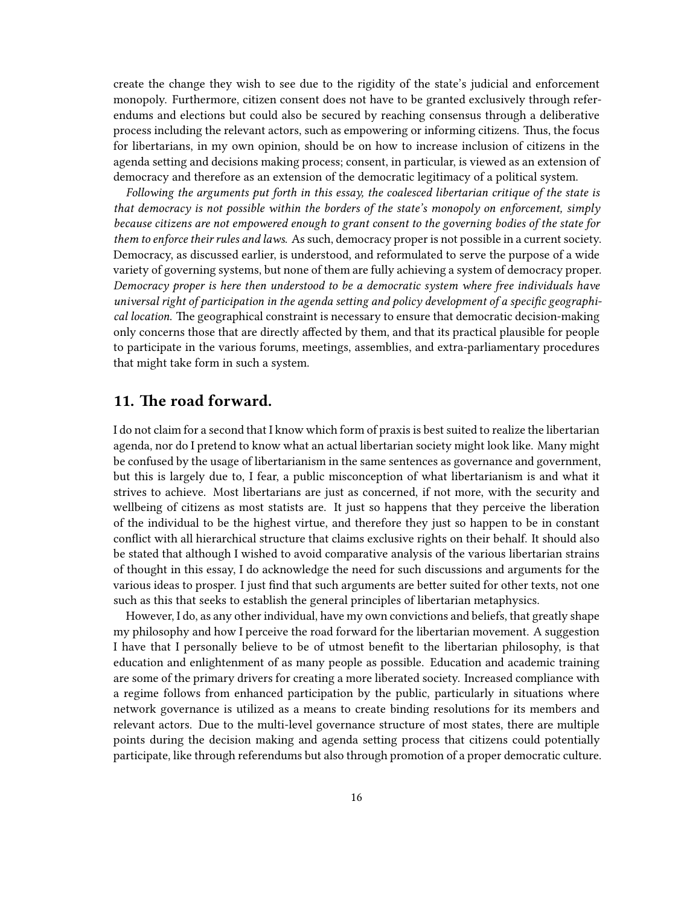create the change they wish to see due to the rigidity of the state's judicial and enforcement monopoly. Furthermore, citizen consent does not have to be granted exclusively through referendums and elections but could also be secured by reaching consensus through a deliberative process including the relevant actors, such as empowering or informing citizens. Thus, the focus for libertarians, in my own opinion, should be on how to increase inclusion of citizens in the agenda setting and decisions making process; consent, in particular, is viewed as an extension of democracy and therefore as an extension of the democratic legitimacy of a political system.

*Following the arguments put forth in this essay, the coalesced libertarian critique of the state is that democracy is not possible within the borders of the state's monopoly on enforcement, simply because citizens are not empowered enough to grant consent to the governing bodies of the state for them to enforce their rules and laws.* As such, democracy proper is not possible in a current society. Democracy, as discussed earlier, is understood, and reformulated to serve the purpose of a wide variety of governing systems, but none of them are fully achieving a system of democracy proper. *Democracy proper is here then understood to be a democratic system where free individuals have universal right of participation in the agenda setting and policy development of a specific geographical location.* The geographical constraint is necessary to ensure that democratic decision-making only concerns those that are directly affected by them, and that its practical plausible for people to participate in the various forums, meetings, assemblies, and extra-parliamentary procedures that might take form in such a system.

## 11. The road forward.

I do not claim for a second that I know which form of praxis is best suited to realize the libertarian agenda, nor do I pretend to know what an actual libertarian society might look like. Many might be confused by the usage of libertarianism in the same sentences as governance and government, but this is largely due to, I fear, a public misconception of what libertarianism is and what it strives to achieve. Most libertarians are just as concerned, if not more, with the security and wellbeing of citizens as most statists are. It just so happens that they perceive the liberation of the individual to be the highest virtue, and therefore they just so happen to be in constant conflict with all hierarchical structure that claims exclusive rights on their behalf. It should also be stated that although I wished to avoid comparative analysis of the various libertarian strains of thought in this essay, I do acknowledge the need for such discussions and arguments for the various ideas to prosper. I just find that such arguments are better suited for other texts, not one such as this that seeks to establish the general principles of libertarian metaphysics.

However, I do, as any other individual, have my own convictions and beliefs, that greatly shape my philosophy and how I perceive the road forward for the libertarian movement. A suggestion I have that I personally believe to be of utmost benefit to the libertarian philosophy, is that education and enlightenment of as many people as possible. Education and academic training are some of the primary drivers for creating a more liberated society. Increased compliance with a regime follows from enhanced participation by the public, particularly in situations where network governance is utilized as a means to create binding resolutions for its members and relevant actors. Due to the multi-level governance structure of most states, there are multiple points during the decision making and agenda setting process that citizens could potentially participate, like through referendums but also through promotion of a proper democratic culture.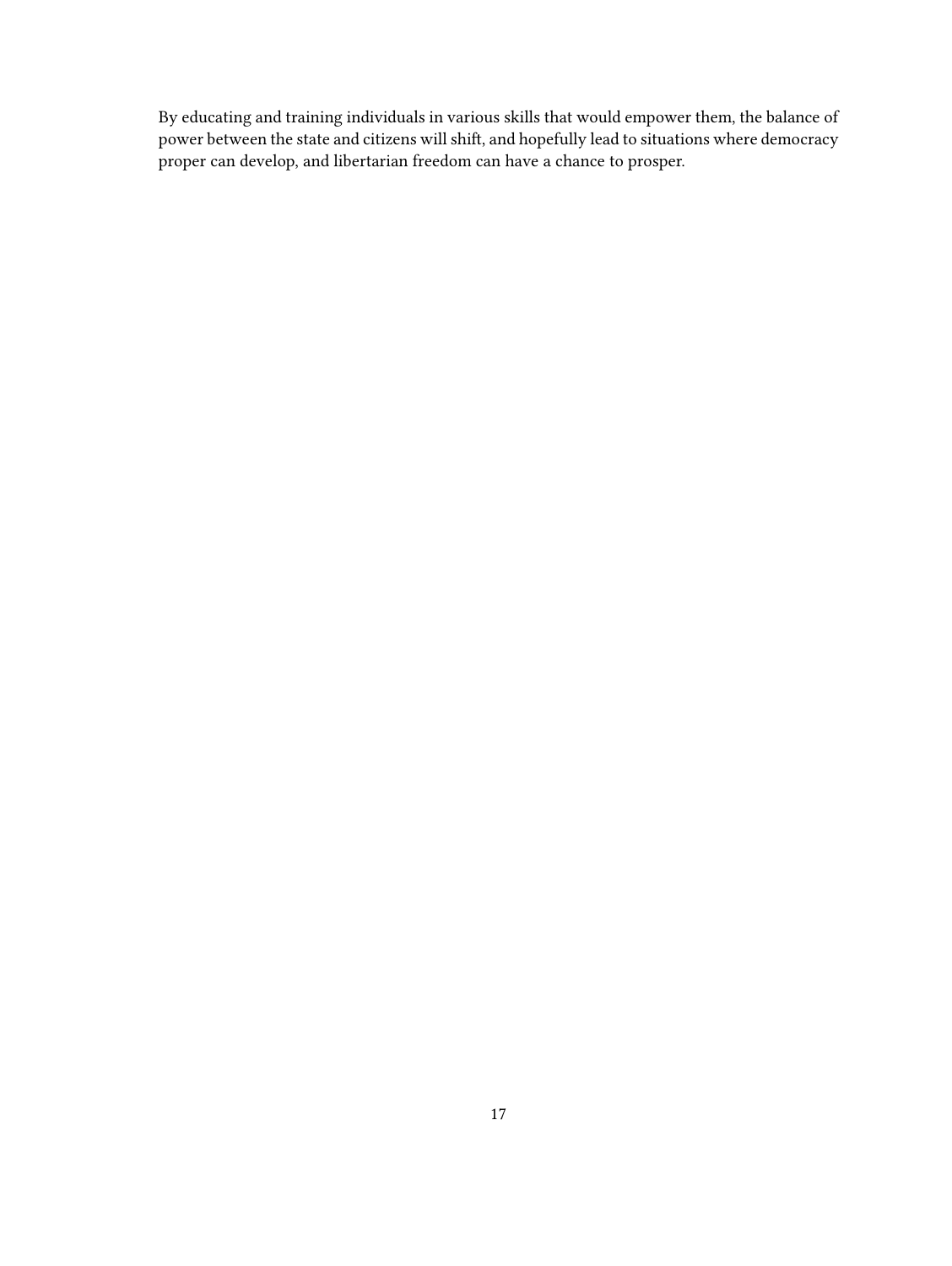By educating and training individuals in various skills that would empower them, the balance of power between the state and citizens will shift, and hopefully lead to situations where democracy proper can develop, and libertarian freedom can have a chance to prosper.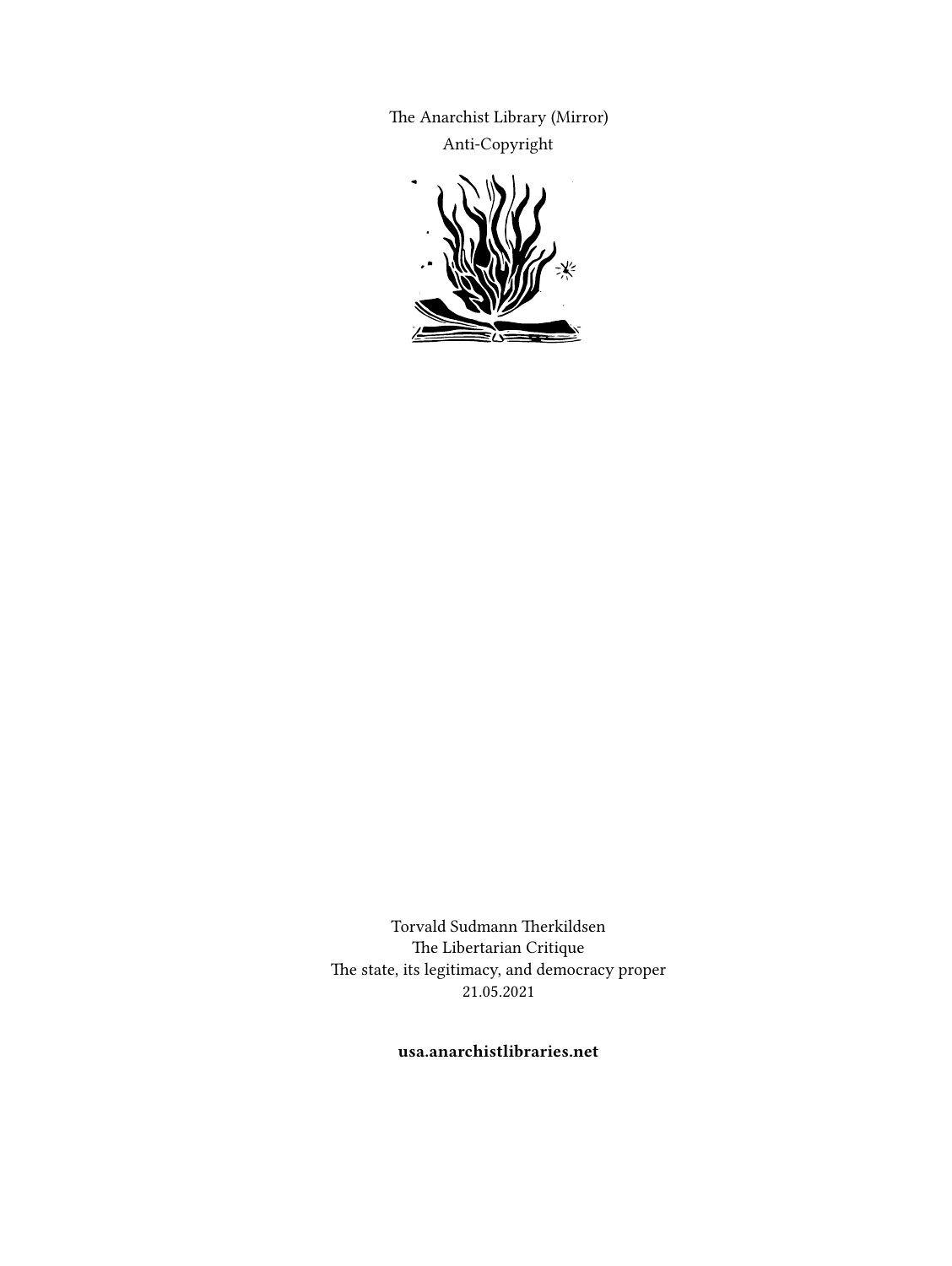The Anarchist Library (Mirror)
Anti-Copyright

Torvald Sudmann Therkildsen
The Libertarian Critique
The state, its legitimacy, and democracy proper
21.05.2021

**usa.anarchistlibraries.net**